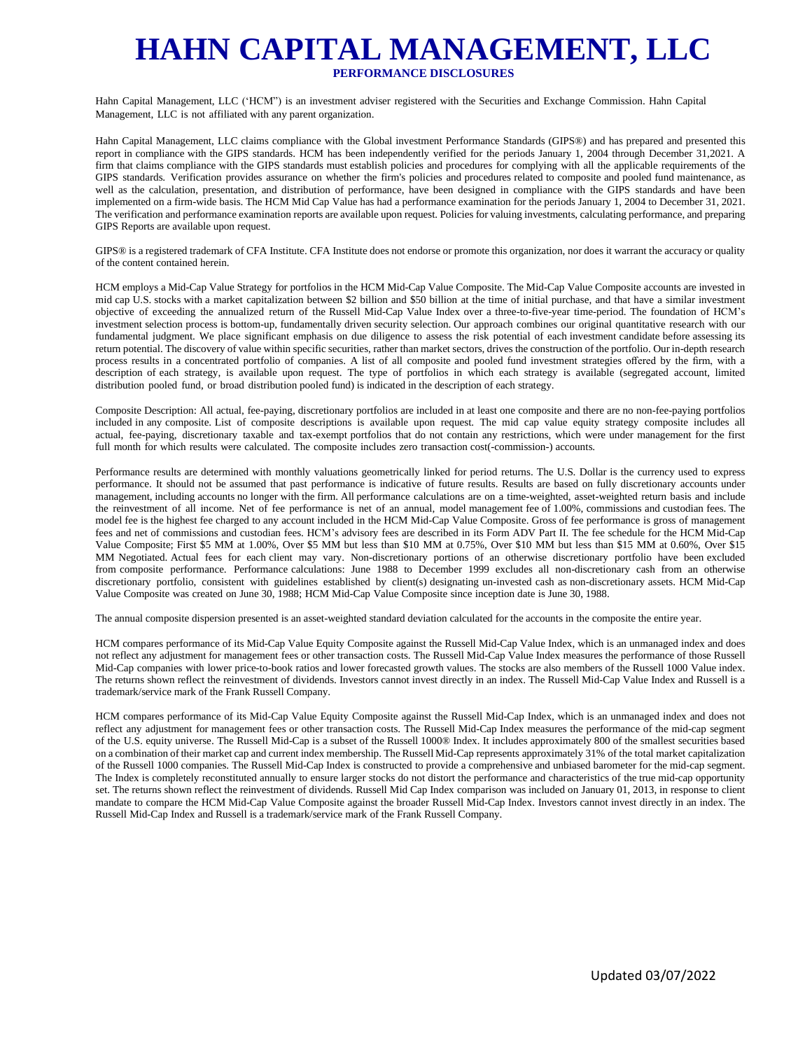# HAHN CAPITAL MANAGEMENT, LLC

## PERFORMANCE DISCLOSURES

Hahn Capital Management, LLC ('HCM") is an investment adviser registered with the Securities and Exchange Commission. Hahn Capital Management, LLC is not affiliated with any parent organization.

Hahn Capital Management, LLC claims compliance with the Global investment Performance Standards (GIPS®) and has prepared and presented this report in compliance with the GIPS standards. HCM has been independently verified for the periods January 1, 2004 through December 31,2021. A firm that claims compliance with the GIPS standards must establish policies and procedures for complying with all the applicable requirements of the GIPS standards. Verification provides assurance on whether the firm's policies and procedures related to composite and pooled fund maintenance, as well as the calculation, presentation, and distribution of performance, have been designed in compliance with the GIPS standards and have been implemented on a firm-wide basis. The HCM Mid Cap Value has had a performance examination for the periods January 1, 2004 to December 31, 2021. The verification and performance examination reports are available upon request. Policies for valuing investments, calculating performance, and preparing GIPS Reports are available upon request.

GIPS® is a registered trademark of CFA Institute. CFA Institute does not endorse or promote this organization, nor does it warrant the accuracy or quality of the content contained herein.

HCM employs a Mid-Cap Value Strategy for portfolios in the HCM Mid-Cap Value Composite. The Mid-Cap Value Composite accounts are invested in mid cap U.S. stocks with a market capitalization between $2 billion and $50 billion at the time of initial purchase, and that have a similar investment objective of exceeding the annualized return of the Russell Mid-Cap Value Index over a three-to-five-year time-period. The foundation of HCM's investment selection process is bottom-up, fundamentally driven security selection. Our approach combines our original quantitative research with our fundamental judgment. We place significant emphasis on due diligence to assess the risk potential of each investment candidate before assessing its return potential. The discovery of value within specific securities, rather than market sectors, drives the construction of the portfolio. Our in-depth research process results in a concentrated portfolio of companies. A list of all composite and pooled fund investment strategies offered by the firm, with a description of each strategy, is available upon request. The type of portfolios in which each strategy is available (segregated account, limited distribution pooled fund, or broad distribution pooled fund) is indicated in the description of each strategy.

Composite Description: All actual, fee-paying, discretionary portfolios are included in at least one composite and there are no non-fee-paying portfolios included in any composite. List of composite descriptions is available upon request. The mid cap value equity strategy composite includes all actual, fee-paying, discretionary taxable and tax-exempt portfolios that do not contain any restrictions, which were under management for the first full month for which results were calculated. The composite includes zero transaction cost(-commission-) accounts.

Performance results are determined with monthly valuations geometrically linked for period returns. The U.S. Dollar is the currency used to express performance. It should not be assumed that past performance is indicative of future results. Results are based on fully discretionary accounts under management, including accounts no longer with the firm. All performance calculations are on a time-weighted, asset-weighted return basis and include the reinvestment of all income. Net of fee performance is net of an annual, model management fee of 1.00%, commissions and custodian fees. The model fee is the highest fee charged to any account included in the HCM Mid-Cap Value Composite. Gross of fee performance is gross of management fees and net of commissions and custodian fees. HCM's advisory fees are described in its Form ADV Part II. The fee schedule for the HCM Mid-Cap Value Composite; First $5 MM at 1.00%, Over $5 MM but less than $10 MM at 0.75%, Over $10 MM but less than $15 MM at 0.60%, Over $15 MM Negotiated. Actual fees for each client may vary. Non-discretionary portions of an otherwise discretionary portfolio have been excluded from composite performance. Performance calculations: June 1988 to December 1999 excludes all non-discretionary cash from an otherwise discretionary portfolio, consistent with guidelines established by client(s) designating un-invested cash as non-discretionary assets. HCM Mid-Cap Value Composite was created on June 30, 1988; HCM Mid-Cap Value Composite since inception date is June 30, 1988.

The annual composite dispersion presented is an asset-weighted standard deviation calculated for the accounts in the composite the entire year.

HCM compares performance of its Mid-Cap Value Equity Composite against the Russell Mid-Cap Value Index, which is an unmanaged index and does not reflect any adjustment for management fees or other transaction costs. The Russell Mid-Cap Value Index measures the performance of those Russell Mid-Cap companies with lower price-to-book ratios and lower forecasted growth values. The stocks are also members of the Russell 1000 Value index. The returns shown reflect the reinvestment of dividends. Investors cannot invest directly in an index. The Russell Mid-Cap Value Index and Russell is a trademark/service mark of the Frank Russell Company.

HCM compares performance of its Mid-Cap Value Equity Composite against the Russell Mid-Cap Index, which is an unmanaged index and does not reflect any adjustment for management fees or other transaction costs. The Russell Mid-Cap Index measures the performance of the mid-cap segment of the U.S. equity universe. The Russell Mid-Cap is a subset of the Russell 1000® Index. It includes approximately 800 of the smallest securities based on a combination of their market cap and current index membership. The Russell Mid-Cap represents approximately 31% of the total market capitalization of the Russell 1000 companies. The Russell Mid-Cap Index is constructed to provide a comprehensive and unbiased barometer for the mid-cap segment. The Index is completely reconstituted annually to ensure larger stocks do not distort the performance and characteristics of the true mid-cap opportunity set. The returns shown reflect the reinvestment of dividends. Russell Mid Cap Index comparison was included on January 01, 2013, in response to client mandate to compare the HCM Mid-Cap Value Composite against the broader Russell Mid-Cap Index. Investors cannot invest directly in an index. The Russell Mid-Cap Index and Russell is a trademark/service mark of the Frank Russell Company.

Updated 03/07/2022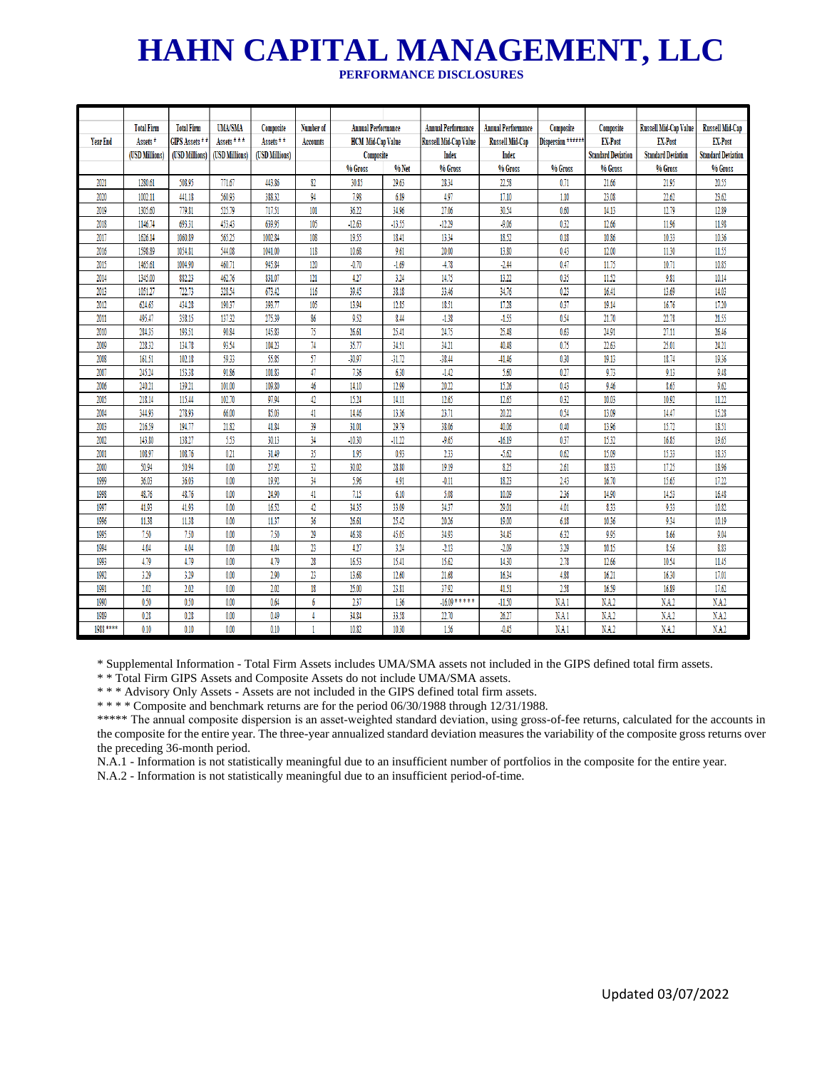# HAHN CAPITAL MANAGEMENT, LLC

**PERFORMANCE DISCLOSURES**

| Year End | Total Firm Assets * (USD Millions) | Total Firm GIPS Assets * * (USD Millions) | UMA/SMA Assets * * * (USD Millions) | Composite Assets * * (USD Millions) | Number of Accounts | Annual Performance HCM Mid-Cap Value Composite | | Annual Performance Russell Mid-Cap Value Index | Annual Performance Russell Mid-Cap Index | Composite Dispersion ***** | Composite EX-Post Standard Deviation | Russell Mid-Cap Value EX-Post Standard Deviation | Russell Mid-Cap EX-Post Standard Deviation |
|---|---|---|---|---|---|---|---|---|---|---|---|---|---|
| | | | | | | % Gross | % Net | % Gross | % Gross | % Gross | % Gross | % Gross | % Gross |
| 2021 | 1280.61 | 508.95 | 771.67 | 443.86 | 82 | 30.85 | 29.63 | 28.34 | 22.58 | 0.71 | 21.66 | 21.95 | 20.55 |
| 2020 | 1002.11 | 441.18 | 560.93 | 388.32 | 94 | 7.98 | 6.89 | 4.97 | 17.10 | 1.10 | 23.08 | 22.62 | 23.62 |
| 2019 | 1305.60 | 779.81 | 525.79 | 717.51 | 101 | 36.22 | 34.96 | 27.06 | 30.54 | 0.60 | 14.13 | 12.79 | 12.89 |
| 2018 | 1146.74 | 693.31 | 453.43 | 639.95 | 105 | -12.63 | -13.55 | -12.29 | -9.06 | 0.32 | 12.66 | 11.96 | 11.98 |
| 2017 | 1626.14 | 1060.89 | 565.25 | 1002.84 | 108 | 19.55 | 18.41 | 13.34 | 18.52 | 0.18 | 10.86 | 10.33 | 10.36 |
| 2016 | 1598.89 | 1054.81 | 544.08 | 1041.00 | 118 | 10.68 | 9.61 | 20.00 | 13.80 | 0.45 | 12.00 | 11.30 | 11.55 |
| 2015 | 1465.61 | 1004.90 | 460.71 | 945.84 | 120 | -0.70 | -1.69 | -4.78 | -2.44 | 0.47 | 11.75 | 10.71 | 10.85 |
| 2014 | 1345.00 | 882.23 | 462.76 | 831.07 | 121 | 4.27 | 3.24 | 14.75 | 13.22 | 0.25 | 11.52 | 9.81 | 10.14 |
| 2013 | 1051.27 | 722.73 | 328.54 | 673.42 | 116 | 39.45 | 38.18 | 33.46 | 34.76 | 0.23 | 16.41 | 13.69 | 14.03 |
| 2012 | 624.65 | 434.28 | 190.37 | 393.77 | 105 | 13.94 | 12.85 | 18.51 | 17.28 | 0.37 | 19.14 | 16.76 | 17.20 |
| 2011 | 495.47 | 358.15 | 137.32 | 275.39 | 86 | 9.52 | 8.44 | -1.38 | -1.55 | 0.54 | 21.70 | 22.78 | 21.55 |
| 2010 | 284.35 | 193.51 | 90.84 | 145.83 | 75 | 26.61 | 25.41 | 24.75 | 25.48 | 0.65 | 24.91 | 27.11 | 26.46 |
| 2009 | 228.32 | 134.78 | 93.54 | 104.23 | 74 | 35.77 | 34.51 | 34.21 | 40.48 | 0.75 | 22.63 | 25.01 | 24.21 |
| 2008 | 161.51 | 102.18 | 59.33 | 55.89 | 57 | -30.97 | -31.72 | -38.44 | -41.46 | 0.30 | 19.13 | 18.74 | 19.36 |
| 2007 | 245.24 | 153.38 | 91.86 | 101.83 | 47 | 7.36 | 6.30 | -1.42 | 5.60 | 0.27 | 9.73 | 9.13 | 9.48 |
| 2006 | 240.21 | 139.21 | 101.00 | 109.80 | 46 | 14.10 | 12.99 | 20.22 | 15.26 | 0.45 | 9.46 | 8.65 | 9.62 |
| 2005 | 218.14 | 115.44 | 102.70 | 97.94 | 42 | 15.24 | 14.11 | 12.65 | 12.65 | 0.32 | 10.03 | 10.92 | 11.22 |
| 2004 | 344.93 | 278.93 | 66.00 | 85.03 | 41 | 14.46 | 13.36 | 23.71 | 20.22 | 0.54 | 13.09 | 14.47 | 15.28 |
| 2003 | 216.59 | 194.77 | 21.82 | 41.84 | 39 | 31.01 | 29.79 | 38.06 | 40.06 | 0.40 | 13.96 | 15.72 | 18.51 |
| 2002 | 143.80 | 138.27 | 5.53 | 30.13 | 34 | -10.30 | -11.22 | -9.65 | -16.19 | 0.37 | 15.32 | 16.85 | 19.65 |
| 2001 | 108.97 | 108.76 | 0.21 | 31.49 | 35 | 1.95 | 0.93 | 2.33 | -5.62 | 0.62 | 15.09 | 15.33 | 18.55 |
| 2000 | 50.94 | 50.94 | 0.00 | 27.92 | 32 | 30.02 | 28.80 | 19.19 | 8.25 | 2.61 | 18.33 | 17.25 | 18.96 |
| 1999 | 36.03 | 36.03 | 0.00 | 19.92 | 34 | 5.96 | 4.91 | -0.11 | 18.23 | 2.45 | 16.70 | 15.65 | 17.22 |
| 1998 | 48.76 | 48.76 | 0.00 | 24.90 | 41 | 7.15 | 6.10 | 5.08 | 10.09 | 2.36 | 14.90 | 14.53 | 16.48 |
| 1997 | 41.93 | 41.93 | 0.00 | 16.52 | 42 | 34.35 | 33.09 | 34.37 | 29.01 | 4.01 | 8.33 | 9.33 | 10.82 |
| 1996 | 11.38 | 11.38 | 0.00 | 11.37 | 36 | 26.61 | 25.42 | 20.26 | 19.00 | 6.18 | 10.36 | 9.34 | 10.19 |
| 1995 | 7.50 | 7.50 | 0.00 | 7.50 | 29 | 46.38 | 45.05 | 34.93 | 34.45 | 6.32 | 9.95 | 8.66 | 9.04 |
| 1994 | 4.04 | 4.04 | 0.00 | 4.04 | 23 | 4.27 | 3.24 | -2.13 | -2.09 | 3.29 | 10.15 | 8.56 | 8.83 |
| 1993 | 4.79 | 4.79 | 0.00 | 4.79 | 28 | 16.53 | 15.41 | 15.62 | 14.30 | 2.78 | 12.66 | 10.54 | 11.45 |
| 1992 | 3.29 | 3.29 | 0.00 | 2.90 | 23 | 13.68 | 12.60 | 21.68 | 16.34 | 4.88 | 16.21 | 16.30 | 17.01 |
| 1991 | 2.02 | 2.02 | 0.00 | 2.02 | 18 | 25.00 | 23.81 | 37.92 | 41.51 | 2.58 | 16.59 | 16.89 | 17.62 |
| 1990 | 0.50 | 0.50 | 0.00 | 0.64 | 6 | 2.37 | 1.36 | -16.09 * * * * * | -11.50 | N.A.1 | N.A.2 | N.A.2 | N.A.2 |
| 1989 | 0.28 | 0.28 | 0.00 | 0.49 | 4 | 34.84 | 33.58 | 22.70 | 26.27 | N.A.1 | N.A.2 | N.A.2 | N.A.2 |
| 1988 **** | 0.10 | 0.10 | 0.00 | 0.10 | 1 | 10.82 | 10.30 | 1.56 | -0.45 | N.A.1 | N.A.2 | N.A.2 | N.A.2 |

* Supplemental Information - Total Firm Assets includes UMA/SMA assets not included in the GIPS defined total firm assets.

* * Total Firm GIPS Assets and Composite Assets do not include UMA/SMA assets.

* * * Advisory Only Assets - Assets are not included in the GIPS defined total firm assets.

* * * * Composite and benchmark returns are for the period 06/30/1988 through 12/31/1988.

***** The annual composite dispersion is an asset-weighted standard deviation, using gross-of-fee returns, calculated for the accounts in the composite for the entire year. The three-year annualized standard deviation measures the variability of the composite gross returns over the preceding 36-month period.

N.A.1 - Information is not statistically meaningful due to an insufficient number of portfolios in the composite for the entire year.

N.A.2 - Information is not statistically meaningful due to an insufficient period-of-time.

Updated 03/07/2022